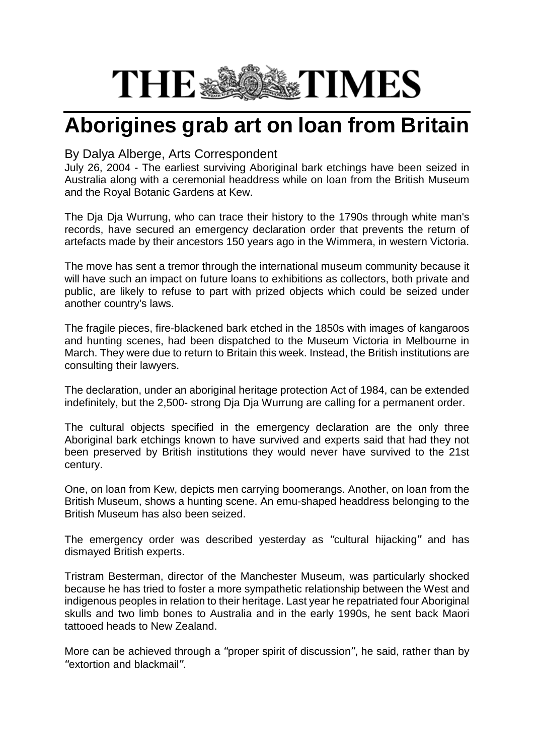# THE TIMES

# Aborigines grab art on loan from Britain

By Dalya Alberge, Arts Correspondent

July 26, 2004 - The earliest surviving Aboriginal bark etchings have been seized in Australia along with a ceremonial headdress while on loan from the British Museum and the Royal Botanic Gardens at Kew.

The Dja Dja Wurrung, who can trace their history to the 1790s through white man's records, have secured an emergency declaration order that prevents the return of artefacts made by their ancestors 150 years ago in the Wimmera, in western Victoria.

The move has sent a tremor through the international museum community because it will have such an impact on future loans to exhibitions as collectors, both private and public, are likely to refuse to part with prized objects which could be seized under another country's laws.

The fragile pieces, fire-blackened bark etched in the 1850s with images of kangaroos and hunting scenes, had been dispatched to the Museum Victoria in Melbourne in March. They were due to return to Britain this week. Instead, the British institutions are consulting their lawyers.

The declaration, under an aboriginal heritage protection Act of 1984, can be extended indefinitely, but the 2,500- strong Dja Dja Wurrung are calling for a permanent order.

The cultural objects specified in the emergency declaration are the only three Aboriginal bark etchings known to have survived and experts said that had they not been preserved by British institutions they would never have survived to the 21st century.

One, on loan from Kew, depicts men carrying boomerangs. Another, on loan from the British Museum, shows a hunting scene. An emu-shaped headdress belonging to the British Museum has also been seized.

The emergency order was described yesterday as "cultural hijacking" and has dismayed British experts.

Tristram Besterman, director of the Manchester Museum, was particularly shocked because he has tried to foster a more sympathetic relationship between the West and indigenous peoples in relation to their heritage. Last year he repatriated four Aboriginal skulls and two limb bones to Australia and in the early 1990s, he sent back Maori tattooed heads to New Zealand.

More can be achieved through a "proper spirit of discussion", he said, rather than by "extortion and blackmail".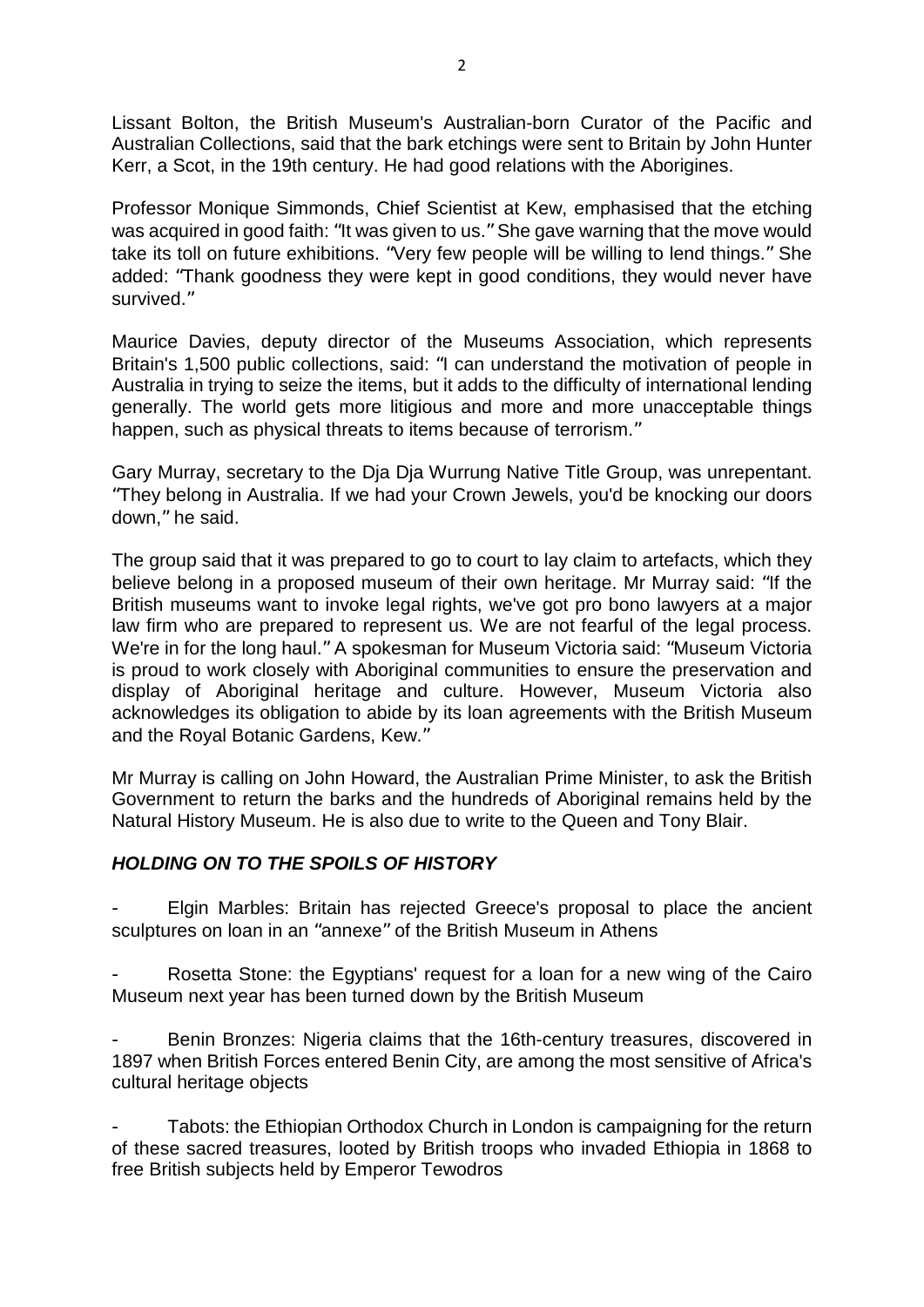Lissant Bolton, the British Museum's Australian-born Curator of the Pacific and Australian Collections, said that the bark etchings were sent to Britain by John Hunter Kerr, a Scot, in the 19th century. He had good relations with the Aborigines.

Professor Monique Simmonds, Chief Scientist at Kew, emphasised that the etching was acquired in good faith: "It was given to us." She gave warning that the move would take its toll on future exhibitions. "Very few people will be willing to lend things." She added: "Thank goodness they were kept in good conditions, they would never have survived."

Maurice Davies, deputy director of the Museums Association, which represents Britain's 1,500 public collections, said: "I can understand the motivation of people in Australia in trying to seize the items, but it adds to the difficulty of international lending generally. The world gets more litigious and more and more unacceptable things happen, such as physical threats to items because of terrorism."

Gary Murray, secretary to the Dja Dja Wurrung Native Title Group, was unrepentant. "They belong in Australia. If we had your Crown Jewels, you'd be knocking our doors down," he said.

The group said that it was prepared to go to court to lay claim to artefacts, which they believe belong in a proposed museum of their own heritage. Mr Murray said: "If the British museums want to invoke legal rights, we've got pro bono lawyers at a major law firm who are prepared to represent us. We are not fearful of the legal process. We're in for the long haul." A spokesman for Museum Victoria said: "Museum Victoria is proud to work closely with Aboriginal communities to ensure the preservation and display of Aboriginal heritage and culture. However, Museum Victoria also acknowledges its obligation to abide by its loan agreements with the British Museum and the Royal Botanic Gardens, Kew."

Mr Murray is calling on John Howard, the Australian Prime Minister, to ask the British Government to return the barks and the hundreds of Aboriginal remains held by the Natural History Museum. He is also due to write to the Queen and Tony Blair.

***HOLDING ON TO THE SPOILS OF HISTORY***

- Elgin Marbles: Britain has rejected Greece's proposal to place the ancient sculptures on loan in an "annexe" of the British Museum in Athens
- Rosetta Stone: the Egyptians' request for a loan for a new wing of the Cairo Museum next year has been turned down by the British Museum
- Benin Bronzes: Nigeria claims that the 16th-century treasures, discovered in 1897 when British Forces entered Benin City, are among the most sensitive of Africa's cultural heritage objects
- Tabots: the Ethiopian Orthodox Church in London is campaigning for the return of these sacred treasures, looted by British troops who invaded Ethiopia in 1868 to free British subjects held by Emperor Tewodros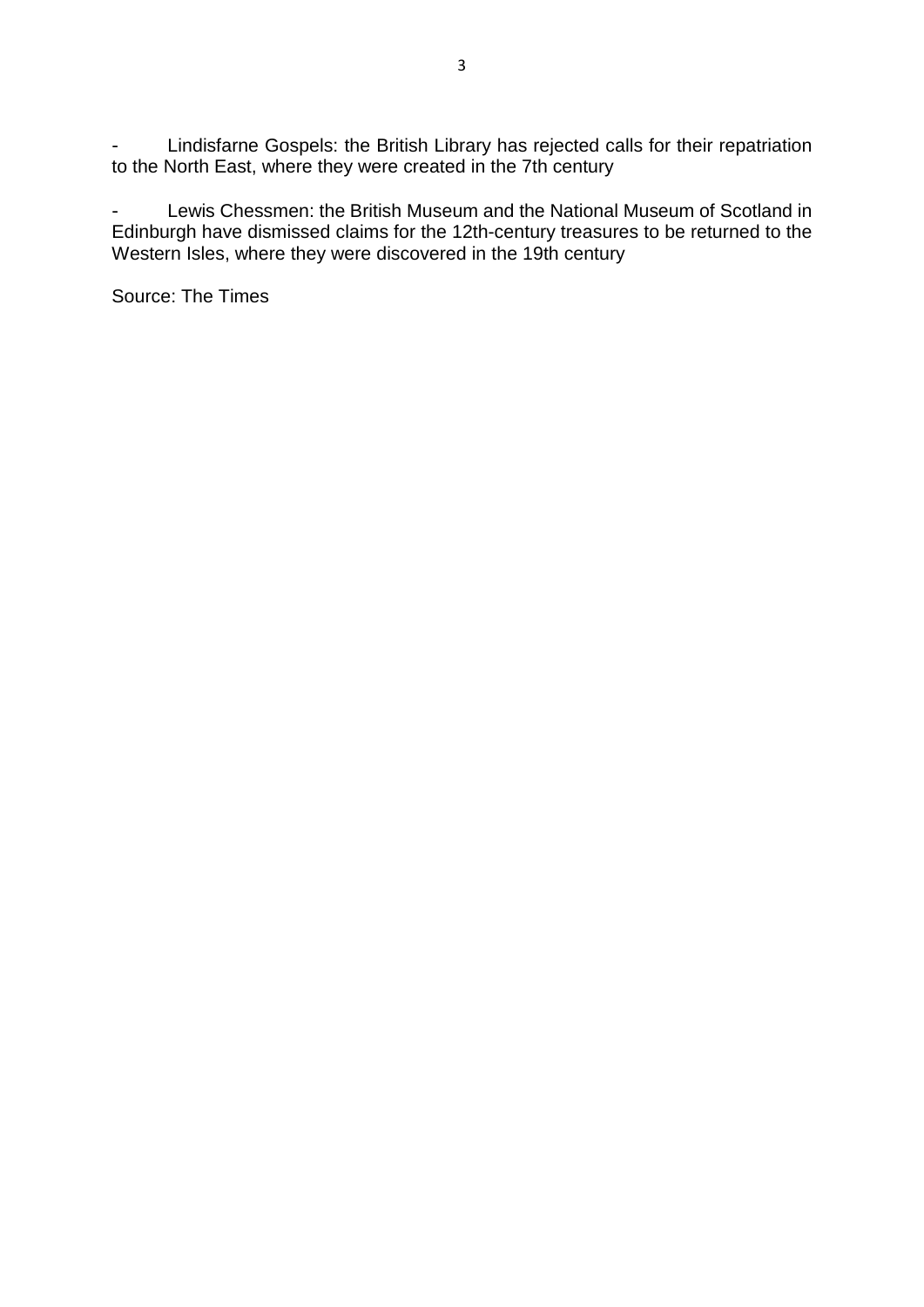- Lindisfarne Gospels: the British Library has rejected calls for their repatriation to the North East, where they were created in the 7th century

- Lewis Chessmen: the British Museum and the National Museum of Scotland in Edinburgh have dismissed claims for the 12th-century treasures to be returned to the Western Isles, where they were discovered in the 19th century

Source: The Times